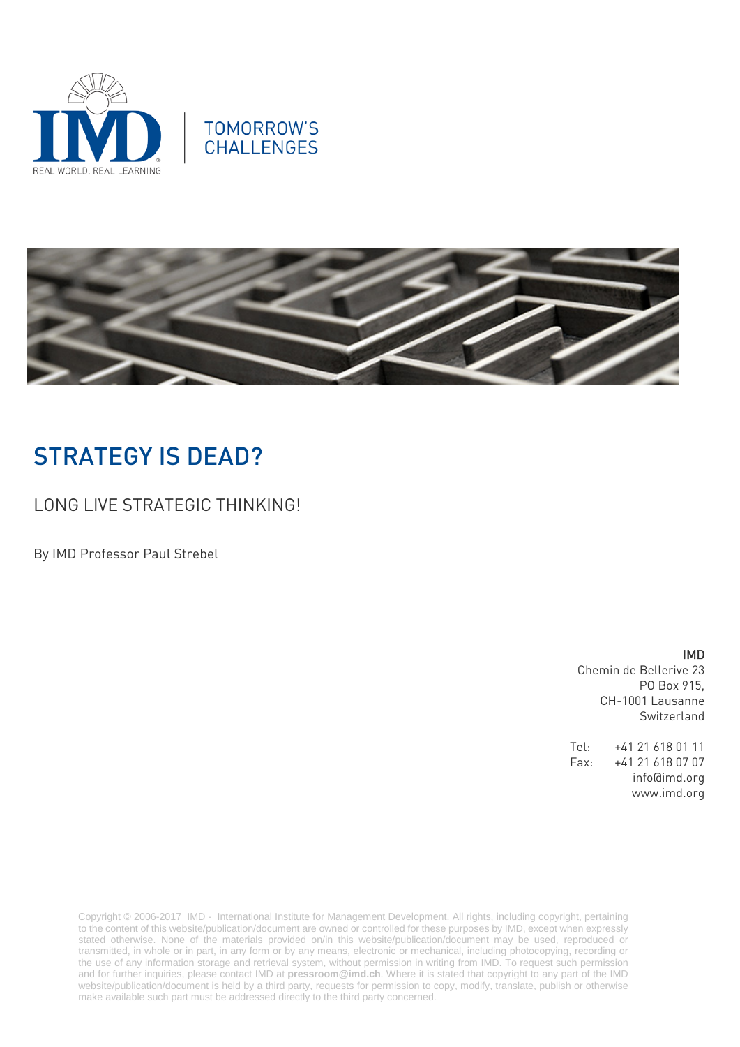TOMORROW'S CHALLENGES

# STRATEGY IS DEAD?

## LONG LIVE STRATEGIC THINKING!

By IMD Professor Paul Strebel

**IMD**
Chemin de Bellerive 23
PO Box 915,
CH-1001 Lausanne
Switzerland

Tel: +41 21 618 01 11
Fax: +41 21 618 07 07
info@imd.org
www.imd.org

Copyright © 2006-2017 IMD - International Institute for Management Development. All rights, including copyright, pertaining to the content of this website/publication/document are owned or controlled for these purposes by IMD, except when expressly stated otherwise. None of the materials provided on/in this website/publication/document may be used, reproduced or transmitted, in whole or in part, in any form or by any means, electronic or mechanical, including photocopying, recording or the use of any information storage and retrieval system, without permission in writing from IMD. To request such permission and for further inquiries, please contact IMD at **pressroom@imd.ch**. Where it is stated that copyright to any part of the IMD website/publication/document is held by a third party, requests for permission to copy, modify, translate, publish or otherwise make available such part must be addressed directly to the third party concerned.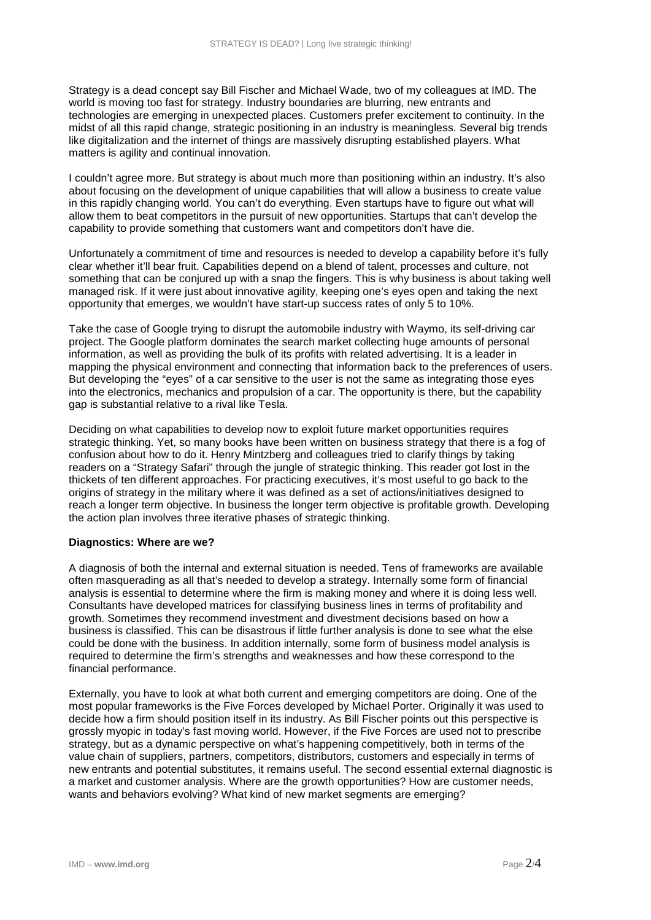Strategy is a dead concept say Bill Fischer and Michael Wade, two of my colleagues at IMD. The world is moving too fast for strategy. Industry boundaries are blurring, new entrants and technologies are emerging in unexpected places. Customers prefer excitement to continuity. In the midst of all this rapid change, strategic positioning in an industry is meaningless. Several big trends like digitalization and the internet of things are massively disrupting established players. What matters is agility and continual innovation.

I couldn't agree more. But strategy is about much more than positioning within an industry. It's also about focusing on the development of unique capabilities that will allow a business to create value in this rapidly changing world. You can't do everything. Even startups have to figure out what will allow them to beat competitors in the pursuit of new opportunities. Startups that can't develop the capability to provide something that customers want and competitors don't have die.

Unfortunately a commitment of time and resources is needed to develop a capability before it's fully clear whether it'll bear fruit. Capabilities depend on a blend of talent, processes and culture, not something that can be conjured up with a snap the fingers. This is why business is about taking well managed risk. If it were just about innovative agility, keeping one's eyes open and taking the next opportunity that emerges, we wouldn't have start-up success rates of only 5 to 10%.

Take the case of Google trying to disrupt the automobile industry with Waymo, its self-driving car project. The Google platform dominates the search market collecting huge amounts of personal information, as well as providing the bulk of its profits with related advertising. It is a leader in mapping the physical environment and connecting that information back to the preferences of users. But developing the "eyes" of a car sensitive to the user is not the same as integrating those eyes into the electronics, mechanics and propulsion of a car. The opportunity is there, but the capability gap is substantial relative to a rival like Tesla.

Deciding on what capabilities to develop now to exploit future market opportunities requires strategic thinking. Yet, so many books have been written on business strategy that there is a fog of confusion about how to do it. Henry Mintzberg and colleagues tried to clarify things by taking readers on a "Strategy Safari" through the jungle of strategic thinking. This reader got lost in the thickets of ten different approaches. For practicing executives, it's most useful to go back to the origins of strategy in the military where it was defined as a set of actions/initiatives designed to reach a longer term objective. In business the longer term objective is profitable growth. Developing the action plan involves three iterative phases of strategic thinking.

**Diagnostics: Where are we?**

A diagnosis of both the internal and external situation is needed. Tens of frameworks are available often masquerading as all that's needed to develop a strategy. Internally some form of financial analysis is essential to determine where the firm is making money and where it is doing less well. Consultants have developed matrices for classifying business lines in terms of profitability and growth. Sometimes they recommend investment and divestment decisions based on how a business is classified. This can be disastrous if little further analysis is done to see what the else could be done with the business. In addition internally, some form of business model analysis is required to determine the firm's strengths and weaknesses and how these correspond to the financial performance.

Externally, you have to look at what both current and emerging competitors are doing. One of the most popular frameworks is the Five Forces developed by Michael Porter. Originally it was used to decide how a firm should position itself in its industry. As Bill Fischer points out this perspective is grossly myopic in today's fast moving world. However, if the Five Forces are used not to prescribe strategy, but as a dynamic perspective on what's happening competitively, both in terms of the value chain of suppliers, partners, competitors, distributors, customers and especially in terms of new entrants and potential substitutes, it remains useful. The second essential external diagnostic is a market and customer analysis. Where are the growth opportunities? How are customer needs, wants and behaviors evolving? What kind of new market segments are emerging?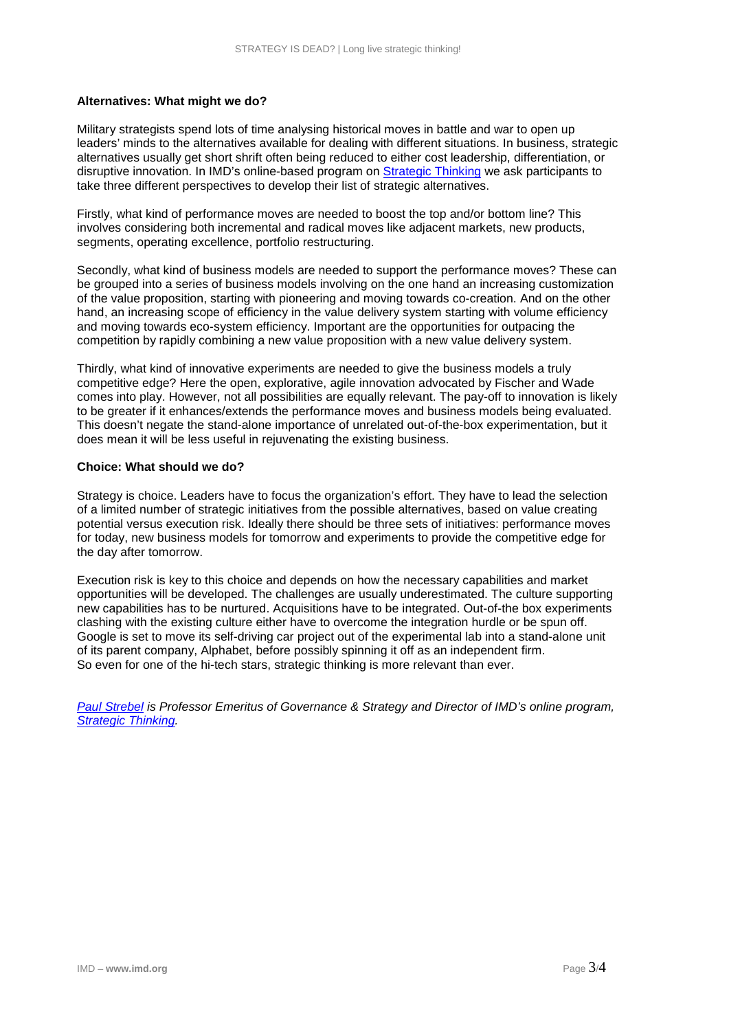### Alternatives: What might we do?

Military strategists spend lots of time analysing historical moves in battle and war to open up leaders' minds to the alternatives available for dealing with different situations. In business, strategic alternatives usually get short shrift often being reduced to either cost leadership, differentiation, or disruptive innovation. In IMD's online-based program on [Strategic Thinking] we ask participants to take three different perspectives to develop their list of strategic alternatives.

Firstly, what kind of performance moves are needed to boost the top and/or bottom line? This involves considering both incremental and radical moves like adjacent markets, new products, segments, operating excellence, portfolio restructuring.

Secondly, what kind of business models are needed to support the performance moves? These can be grouped into a series of business models involving on the one hand an increasing customization of the value proposition, starting with pioneering and moving towards co-creation. And on the other hand, an increasing scope of efficiency in the value delivery system starting with volume efficiency and moving towards eco-system efficiency. Important are the opportunities for outpacing the competition by rapidly combining a new value proposition with a new value delivery system.

Thirdly, what kind of innovative experiments are needed to give the business models a truly competitive edge? Here the open, explorative, agile innovation advocated by Fischer and Wade comes into play. However, not all possibilities are equally relevant. The pay-off to innovation is likely to be greater if it enhances/extends the performance moves and business models being evaluated. This doesn't negate the stand-alone importance of unrelated out-of-the-box experimentation, but it does mean it will be less useful in rejuvenating the existing business.

### Choice: What should we do?

Strategy is choice. Leaders have to focus the organization's effort. They have to lead the selection of a limited number of strategic initiatives from the possible alternatives, based on value creating potential versus execution risk. Ideally there should be three sets of initiatives: performance moves for today, new business models for tomorrow and experiments to provide the competitive edge for the day after tomorrow.

Execution risk is key to this choice and depends on how the necessary capabilities and market opportunities will be developed. The challenges are usually underestimated. The culture supporting new capabilities has to be nurtured. Acquisitions have to be integrated. Out-of-the box experiments clashing with the existing culture either have to overcome the integration hurdle or be spun off. Google is set to move its self-driving car project out of the experimental lab into a stand-alone unit of its parent company, Alphabet, before possibly spinning it off as an independent firm. So even for one of the hi-tech stars, strategic thinking is more relevant than ever.

*Paul Strebel is Professor Emeritus of Governance & Strategy and Director of IMD's online program, Strategic Thinking.*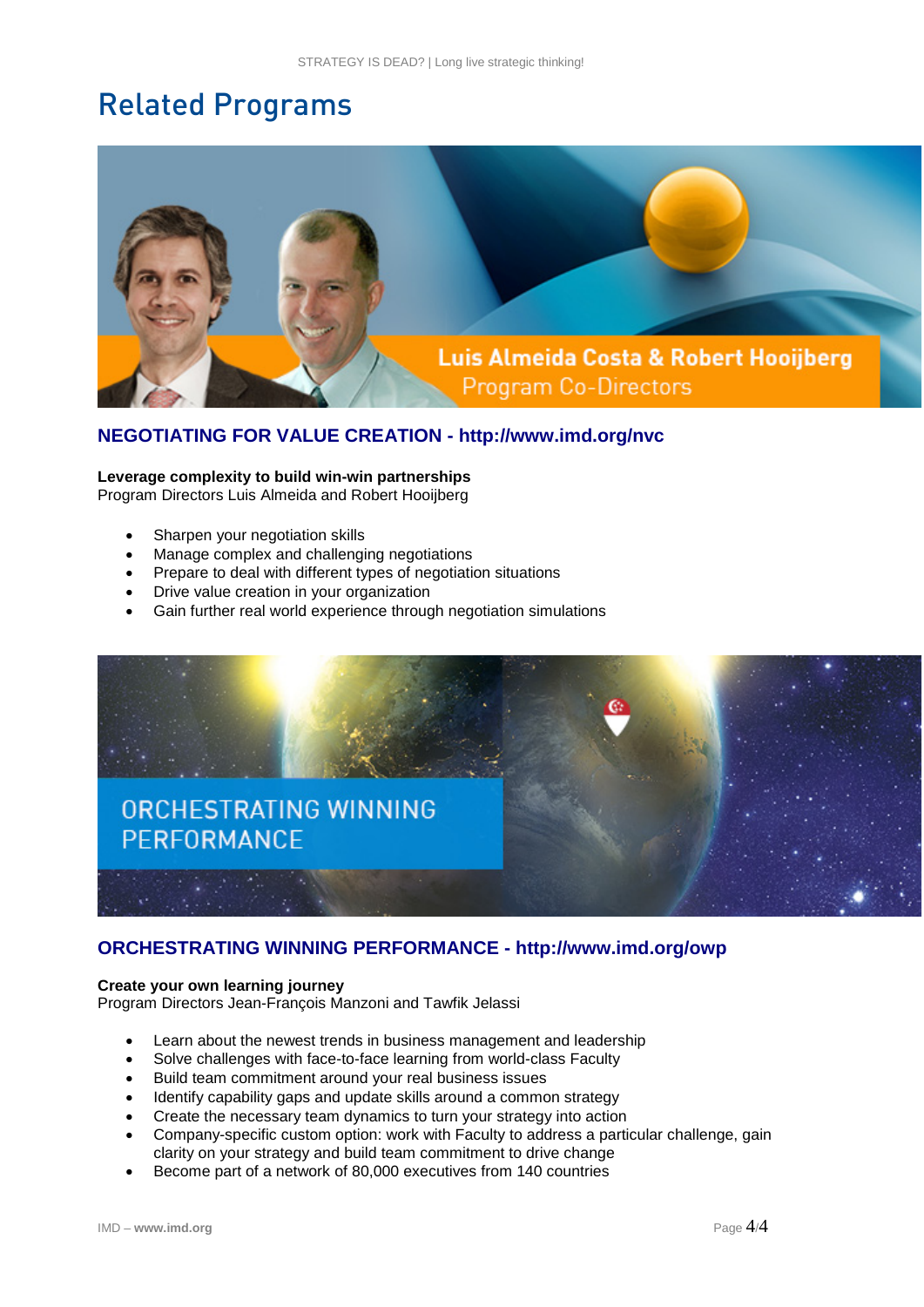# Related Programs

## NEGOTIATING FOR VALUE CREATION - http://www.imd.org/nvc

**Leverage complexity to build win-win partnerships**
Program Directors Luis Almeida and Robert Hooijberg

- Sharpen your negotiation skills
- Manage complex and challenging negotiations
- Prepare to deal with different types of negotiation situations
- Drive value creation in your organization
- Gain further real world experience through negotiation simulations

## ORCHESTRATING WINNING PERFORMANCE - http://www.imd.org/owp

**Create your own learning journey**
Program Directors Jean-François Manzoni and Tawfik Jelassi

- Learn about the newest trends in business management and leadership
- Solve challenges with face-to-face learning from world-class Faculty
- Build team commitment around your real business issues
- Identify capability gaps and update skills around a common strategy
- Create the necessary team dynamics to turn your strategy into action
- Company-specific custom option: work with Faculty to address a particular challenge, gain clarity on your strategy and build team commitment to drive change
- Become part of a network of 80,000 executives from 140 countries